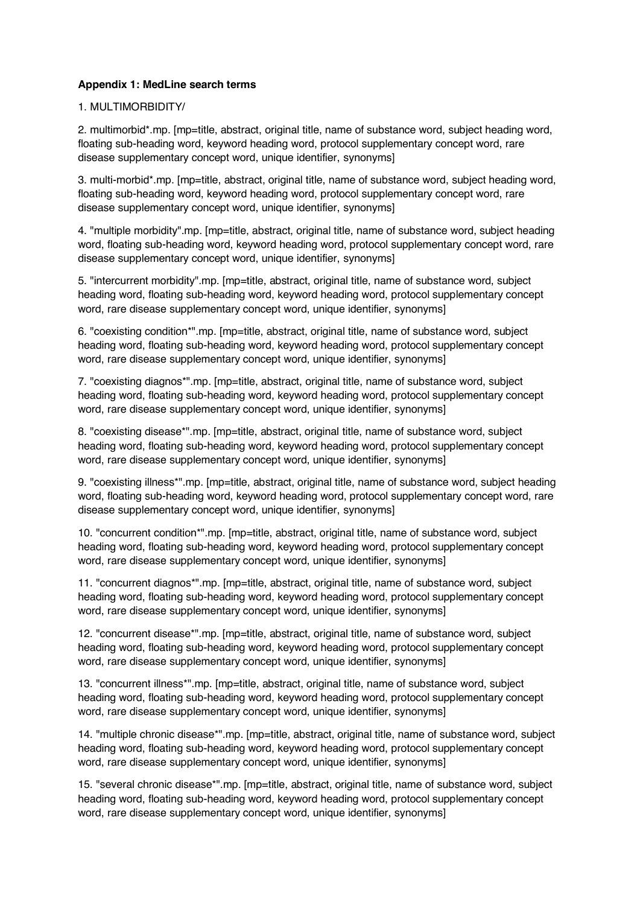**Appendix 1: MedLine search terms**

1. MULTIMORBIDITY/

2. multimorbid*.mp. [mp=title, abstract, original title, name of substance word, subject heading word, floating sub-heading word, keyword heading word, protocol supplementary concept word, rare disease supplementary concept word, unique identifier, synonyms]

3. multi-morbid*.mp. [mp=title, abstract, original title, name of substance word, subject heading word, floating sub-heading word, keyword heading word, protocol supplementary concept word, rare disease supplementary concept word, unique identifier, synonyms]

4. "multiple morbidity".mp. [mp=title, abstract, original title, name of substance word, subject heading word, floating sub-heading word, keyword heading word, protocol supplementary concept word, rare disease supplementary concept word, unique identifier, synonyms]

5. "intercurrent morbidity".mp. [mp=title, abstract, original title, name of substance word, subject heading word, floating sub-heading word, keyword heading word, protocol supplementary concept word, rare disease supplementary concept word, unique identifier, synonyms]

6. "coexisting condition*".mp. [mp=title, abstract, original title, name of substance word, subject heading word, floating sub-heading word, keyword heading word, protocol supplementary concept word, rare disease supplementary concept word, unique identifier, synonyms]

7. "coexisting diagnos*".mp. [mp=title, abstract, original title, name of substance word, subject heading word, floating sub-heading word, keyword heading word, protocol supplementary concept word, rare disease supplementary concept word, unique identifier, synonyms]

8. "coexisting disease*".mp. [mp=title, abstract, original title, name of substance word, subject heading word, floating sub-heading word, keyword heading word, protocol supplementary concept word, rare disease supplementary concept word, unique identifier, synonyms]

9. "coexisting illness*".mp. [mp=title, abstract, original title, name of substance word, subject heading word, floating sub-heading word, keyword heading word, protocol supplementary concept word, rare disease supplementary concept word, unique identifier, synonyms]

10. "concurrent condition*".mp. [mp=title, abstract, original title, name of substance word, subject heading word, floating sub-heading word, keyword heading word, protocol supplementary concept word, rare disease supplementary concept word, unique identifier, synonyms]

11. "concurrent diagnos*".mp. [mp=title, abstract, original title, name of substance word, subject heading word, floating sub-heading word, keyword heading word, protocol supplementary concept word, rare disease supplementary concept word, unique identifier, synonyms]

12. "concurrent disease*".mp. [mp=title, abstract, original title, name of substance word, subject heading word, floating sub-heading word, keyword heading word, protocol supplementary concept word, rare disease supplementary concept word, unique identifier, synonyms]

13. "concurrent illness*".mp. [mp=title, abstract, original title, name of substance word, subject heading word, floating sub-heading word, keyword heading word, protocol supplementary concept word, rare disease supplementary concept word, unique identifier, synonyms]

14. "multiple chronic disease*".mp. [mp=title, abstract, original title, name of substance word, subject heading word, floating sub-heading word, keyword heading word, protocol supplementary concept word, rare disease supplementary concept word, unique identifier, synonyms]

15. "several chronic disease*".mp. [mp=title, abstract, original title, name of substance word, subject heading word, floating sub-heading word, keyword heading word, protocol supplementary concept word, rare disease supplementary concept word, unique identifier, synonyms]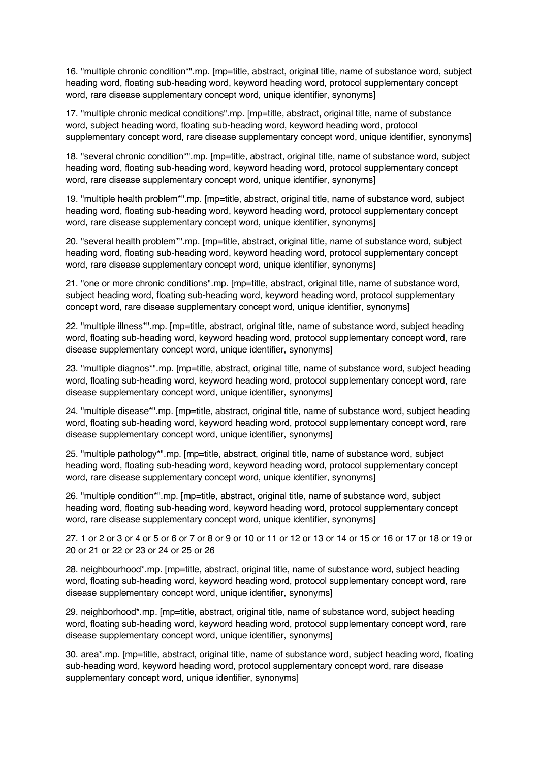16. "multiple chronic condition*".mp. [mp=title, abstract, original title, name of substance word, subject heading word, floating sub-heading word, keyword heading word, protocol supplementary concept word, rare disease supplementary concept word, unique identifier, synonyms]

17. "multiple chronic medical conditions".mp. [mp=title, abstract, original title, name of substance word, subject heading word, floating sub-heading word, keyword heading word, protocol supplementary concept word, rare disease supplementary concept word, unique identifier, synonyms]

18. "several chronic condition*".mp. [mp=title, abstract, original title, name of substance word, subject heading word, floating sub-heading word, keyword heading word, protocol supplementary concept word, rare disease supplementary concept word, unique identifier, synonyms]

19. "multiple health problem*".mp. [mp=title, abstract, original title, name of substance word, subject heading word, floating sub-heading word, keyword heading word, protocol supplementary concept word, rare disease supplementary concept word, unique identifier, synonyms]

20. "several health problem*".mp. [mp=title, abstract, original title, name of substance word, subject heading word, floating sub-heading word, keyword heading word, protocol supplementary concept word, rare disease supplementary concept word, unique identifier, synonyms]

21. "one or more chronic conditions".mp. [mp=title, abstract, original title, name of substance word, subject heading word, floating sub-heading word, keyword heading word, protocol supplementary concept word, rare disease supplementary concept word, unique identifier, synonyms]

22. "multiple illness*".mp. [mp=title, abstract, original title, name of substance word, subject heading word, floating sub-heading word, keyword heading word, protocol supplementary concept word, rare disease supplementary concept word, unique identifier, synonyms]

23. "multiple diagnos*".mp. [mp=title, abstract, original title, name of substance word, subject heading word, floating sub-heading word, keyword heading word, protocol supplementary concept word, rare disease supplementary concept word, unique identifier, synonyms]

24. "multiple disease*".mp. [mp=title, abstract, original title, name of substance word, subject heading word, floating sub-heading word, keyword heading word, protocol supplementary concept word, rare disease supplementary concept word, unique identifier, synonyms]

25. "multiple pathology*".mp. [mp=title, abstract, original title, name of substance word, subject heading word, floating sub-heading word, keyword heading word, protocol supplementary concept word, rare disease supplementary concept word, unique identifier, synonyms]

26. "multiple condition*".mp. [mp=title, abstract, original title, name of substance word, subject heading word, floating sub-heading word, keyword heading word, protocol supplementary concept word, rare disease supplementary concept word, unique identifier, synonyms]

27. 1 or 2 or 3 or 4 or 5 or 6 or 7 or 8 or 9 or 10 or 11 or 12 or 13 or 14 or 15 or 16 or 17 or 18 or 19 or 20 or 21 or 22 or 23 or 24 or 25 or 26

28. neighbourhood*.mp. [mp=title, abstract, original title, name of substance word, subject heading word, floating sub-heading word, keyword heading word, protocol supplementary concept word, rare disease supplementary concept word, unique identifier, synonyms]

29. neighborhood*.mp. [mp=title, abstract, original title, name of substance word, subject heading word, floating sub-heading word, keyword heading word, protocol supplementary concept word, rare disease supplementary concept word, unique identifier, synonyms]

30. area*.mp. [mp=title, abstract, original title, name of substance word, subject heading word, floating sub-heading word, keyword heading word, protocol supplementary concept word, rare disease supplementary concept word, unique identifier, synonyms]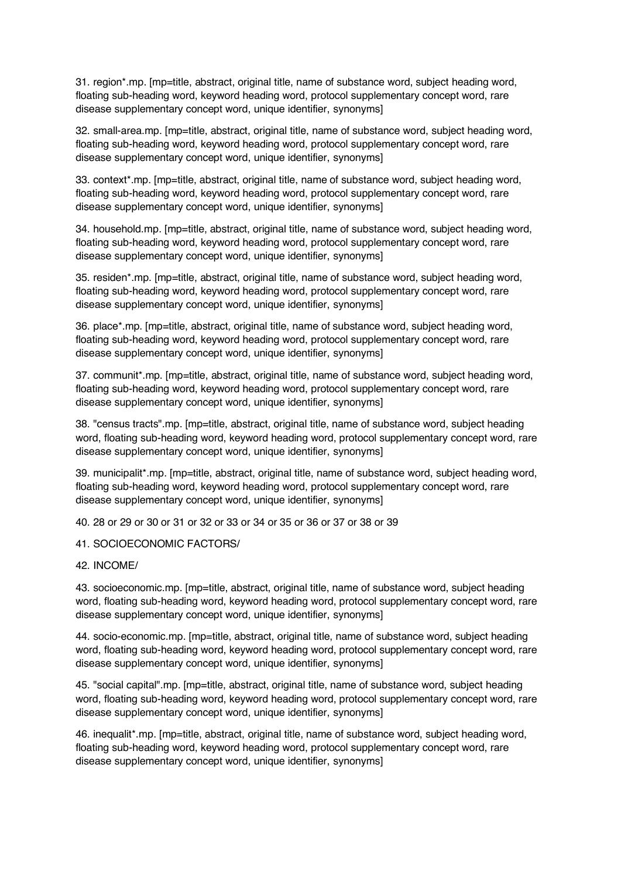31. region*.mp. [mp=title, abstract, original title, name of substance word, subject heading word, floating sub-heading word, keyword heading word, protocol supplementary concept word, rare disease supplementary concept word, unique identifier, synonyms]

32. small-area.mp. [mp=title, abstract, original title, name of substance word, subject heading word, floating sub-heading word, keyword heading word, protocol supplementary concept word, rare disease supplementary concept word, unique identifier, synonyms]

33. context*.mp. [mp=title, abstract, original title, name of substance word, subject heading word, floating sub-heading word, keyword heading word, protocol supplementary concept word, rare disease supplementary concept word, unique identifier, synonyms]

34. household.mp. [mp=title, abstract, original title, name of substance word, subject heading word, floating sub-heading word, keyword heading word, protocol supplementary concept word, rare disease supplementary concept word, unique identifier, synonyms]

35. residen*.mp. [mp=title, abstract, original title, name of substance word, subject heading word, floating sub-heading word, keyword heading word, protocol supplementary concept word, rare disease supplementary concept word, unique identifier, synonyms]

36. place*.mp. [mp=title, abstract, original title, name of substance word, subject heading word, floating sub-heading word, keyword heading word, protocol supplementary concept word, rare disease supplementary concept word, unique identifier, synonyms]

37. communit*.mp. [mp=title, abstract, original title, name of substance word, subject heading word, floating sub-heading word, keyword heading word, protocol supplementary concept word, rare disease supplementary concept word, unique identifier, synonyms]

38. "census tracts".mp. [mp=title, abstract, original title, name of substance word, subject heading word, floating sub-heading word, keyword heading word, protocol supplementary concept word, rare disease supplementary concept word, unique identifier, synonyms]

39. municipalit*.mp. [mp=title, abstract, original title, name of substance word, subject heading word, floating sub-heading word, keyword heading word, protocol supplementary concept word, rare disease supplementary concept word, unique identifier, synonyms]

40. 28 or 29 or 30 or 31 or 32 or 33 or 34 or 35 or 36 or 37 or 38 or 39

41. SOCIOECONOMIC FACTORS/

42. INCOME/

43. socioeconomic.mp. [mp=title, abstract, original title, name of substance word, subject heading word, floating sub-heading word, keyword heading word, protocol supplementary concept word, rare disease supplementary concept word, unique identifier, synonyms]

44. socio-economic.mp. [mp=title, abstract, original title, name of substance word, subject heading word, floating sub-heading word, keyword heading word, protocol supplementary concept word, rare disease supplementary concept word, unique identifier, synonyms]

45. "social capital".mp. [mp=title, abstract, original title, name of substance word, subject heading word, floating sub-heading word, keyword heading word, protocol supplementary concept word, rare disease supplementary concept word, unique identifier, synonyms]

46. inequalit*.mp. [mp=title, abstract, original title, name of substance word, subject heading word, floating sub-heading word, keyword heading word, protocol supplementary concept word, rare disease supplementary concept word, unique identifier, synonyms]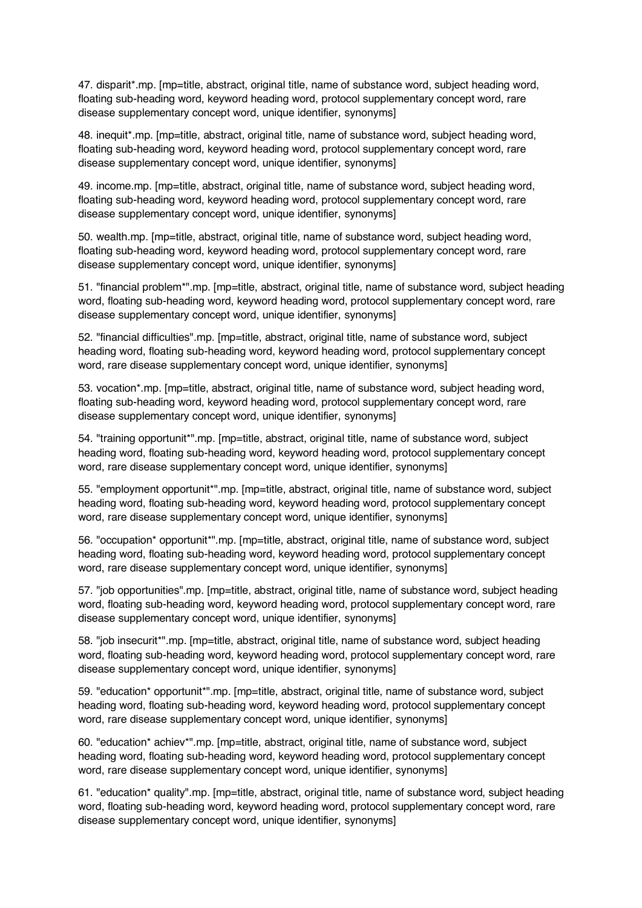47. disparit*.mp. [mp=title, abstract, original title, name of substance word, subject heading word, floating sub-heading word, keyword heading word, protocol supplementary concept word, rare disease supplementary concept word, unique identifier, synonyms]

48. inequit*.mp. [mp=title, abstract, original title, name of substance word, subject heading word, floating sub-heading word, keyword heading word, protocol supplementary concept word, rare disease supplementary concept word, unique identifier, synonyms]

49. income.mp. [mp=title, abstract, original title, name of substance word, subject heading word, floating sub-heading word, keyword heading word, protocol supplementary concept word, rare disease supplementary concept word, unique identifier, synonyms]

50. wealth.mp. [mp=title, abstract, original title, name of substance word, subject heading word, floating sub-heading word, keyword heading word, protocol supplementary concept word, rare disease supplementary concept word, unique identifier, synonyms]

51. "financial problem*".mp. [mp=title, abstract, original title, name of substance word, subject heading word, floating sub-heading word, keyword heading word, protocol supplementary concept word, rare disease supplementary concept word, unique identifier, synonyms]

52. "financial difficulties".mp. [mp=title, abstract, original title, name of substance word, subject heading word, floating sub-heading word, keyword heading word, protocol supplementary concept word, rare disease supplementary concept word, unique identifier, synonyms]

53. vocation*.mp. [mp=title, abstract, original title, name of substance word, subject heading word, floating sub-heading word, keyword heading word, protocol supplementary concept word, rare disease supplementary concept word, unique identifier, synonyms]

54. "training opportunit*".mp. [mp=title, abstract, original title, name of substance word, subject heading word, floating sub-heading word, keyword heading word, protocol supplementary concept word, rare disease supplementary concept word, unique identifier, synonyms]

55. "employment opportunit*".mp. [mp=title, abstract, original title, name of substance word, subject heading word, floating sub-heading word, keyword heading word, protocol supplementary concept word, rare disease supplementary concept word, unique identifier, synonyms]

56. "occupation* opportunit*".mp. [mp=title, abstract, original title, name of substance word, subject heading word, floating sub-heading word, keyword heading word, protocol supplementary concept word, rare disease supplementary concept word, unique identifier, synonyms]

57. "job opportunities".mp. [mp=title, abstract, original title, name of substance word, subject heading word, floating sub-heading word, keyword heading word, protocol supplementary concept word, rare disease supplementary concept word, unique identifier, synonyms]

58. "job insecurit*".mp. [mp=title, abstract, original title, name of substance word, subject heading word, floating sub-heading word, keyword heading word, protocol supplementary concept word, rare disease supplementary concept word, unique identifier, synonyms]

59. "education* opportunit*".mp. [mp=title, abstract, original title, name of substance word, subject heading word, floating sub-heading word, keyword heading word, protocol supplementary concept word, rare disease supplementary concept word, unique identifier, synonyms]

60. "education* achiev*".mp. [mp=title, abstract, original title, name of substance word, subject heading word, floating sub-heading word, keyword heading word, protocol supplementary concept word, rare disease supplementary concept word, unique identifier, synonyms]

61. "education* quality".mp. [mp=title, abstract, original title, name of substance word, subject heading word, floating sub-heading word, keyword heading word, protocol supplementary concept word, rare disease supplementary concept word, unique identifier, synonyms]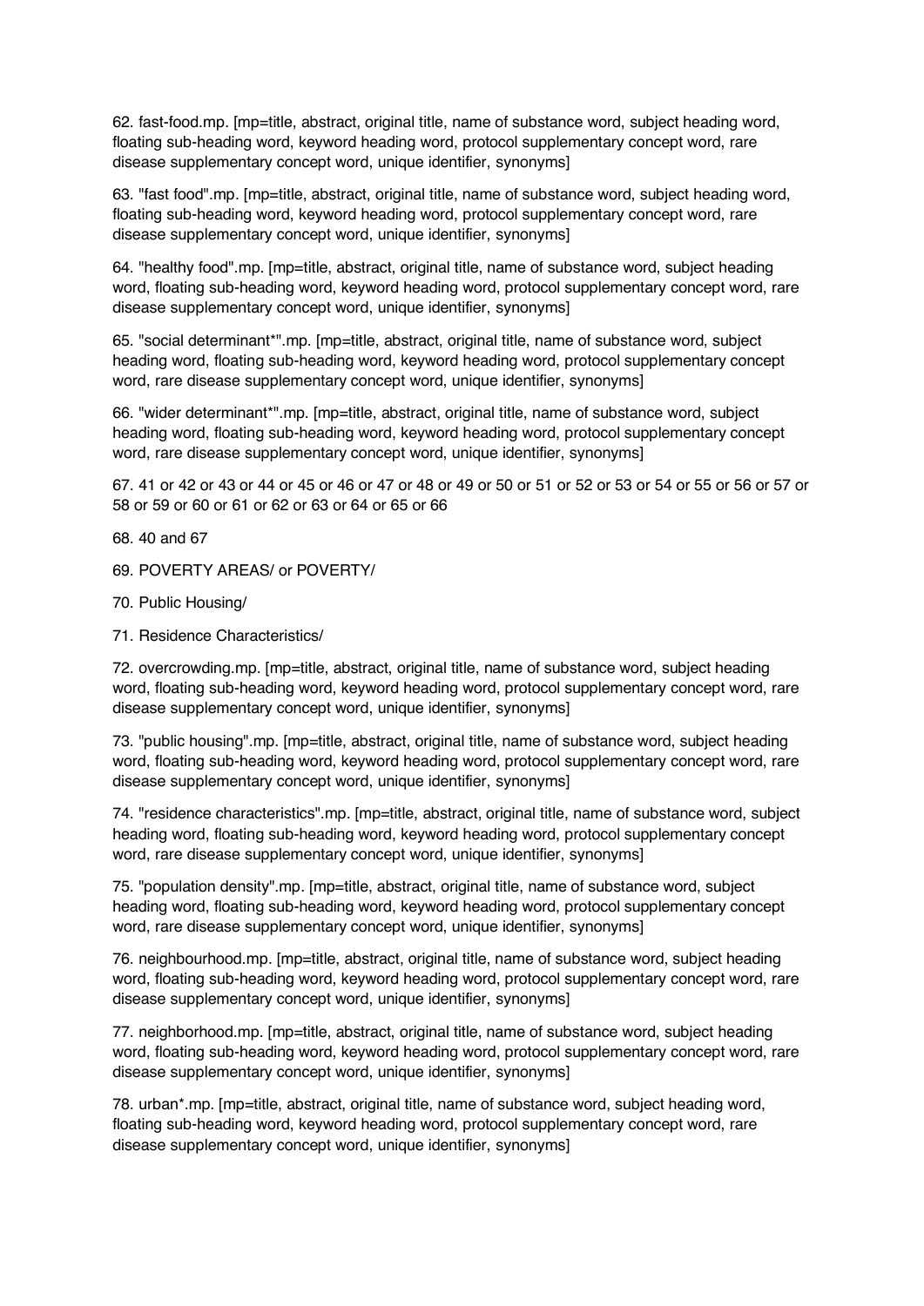62. fast-food.mp. [mp=title, abstract, original title, name of substance word, subject heading word, floating sub-heading word, keyword heading word, protocol supplementary concept word, rare disease supplementary concept word, unique identifier, synonyms]

63. "fast food".mp. [mp=title, abstract, original title, name of substance word, subject heading word, floating sub-heading word, keyword heading word, protocol supplementary concept word, rare disease supplementary concept word, unique identifier, synonyms]

64. "healthy food".mp. [mp=title, abstract, original title, name of substance word, subject heading word, floating sub-heading word, keyword heading word, protocol supplementary concept word, rare disease supplementary concept word, unique identifier, synonyms]

65. "social determinant*".mp. [mp=title, abstract, original title, name of substance word, subject heading word, floating sub-heading word, keyword heading word, protocol supplementary concept word, rare disease supplementary concept word, unique identifier, synonyms]

66. "wider determinant*".mp. [mp=title, abstract, original title, name of substance word, subject heading word, floating sub-heading word, keyword heading word, protocol supplementary concept word, rare disease supplementary concept word, unique identifier, synonyms]

67. 41 or 42 or 43 or 44 or 45 or 46 or 47 or 48 or 49 or 50 or 51 or 52 or 53 or 54 or 55 or 56 or 57 or 58 or 59 or 60 or 61 or 62 or 63 or 64 or 65 or 66

68. 40 and 67

69. POVERTY AREAS/ or POVERTY/

70. Public Housing/

71. Residence Characteristics/

72. overcrowding.mp. [mp=title, abstract, original title, name of substance word, subject heading word, floating sub-heading word, keyword heading word, protocol supplementary concept word, rare disease supplementary concept word, unique identifier, synonyms]

73. "public housing".mp. [mp=title, abstract, original title, name of substance word, subject heading word, floating sub-heading word, keyword heading word, protocol supplementary concept word, rare disease supplementary concept word, unique identifier, synonyms]

74. "residence characteristics".mp. [mp=title, abstract, original title, name of substance word, subject heading word, floating sub-heading word, keyword heading word, protocol supplementary concept word, rare disease supplementary concept word, unique identifier, synonyms]

75. "population density".mp. [mp=title, abstract, original title, name of substance word, subject heading word, floating sub-heading word, keyword heading word, protocol supplementary concept word, rare disease supplementary concept word, unique identifier, synonyms]

76. neighbourhood.mp. [mp=title, abstract, original title, name of substance word, subject heading word, floating sub-heading word, keyword heading word, protocol supplementary concept word, rare disease supplementary concept word, unique identifier, synonyms]

77. neighborhood.mp. [mp=title, abstract, original title, name of substance word, subject heading word, floating sub-heading word, keyword heading word, protocol supplementary concept word, rare disease supplementary concept word, unique identifier, synonyms]

78. urban*.mp. [mp=title, abstract, original title, name of substance word, subject heading word, floating sub-heading word, keyword heading word, protocol supplementary concept word, rare disease supplementary concept word, unique identifier, synonyms]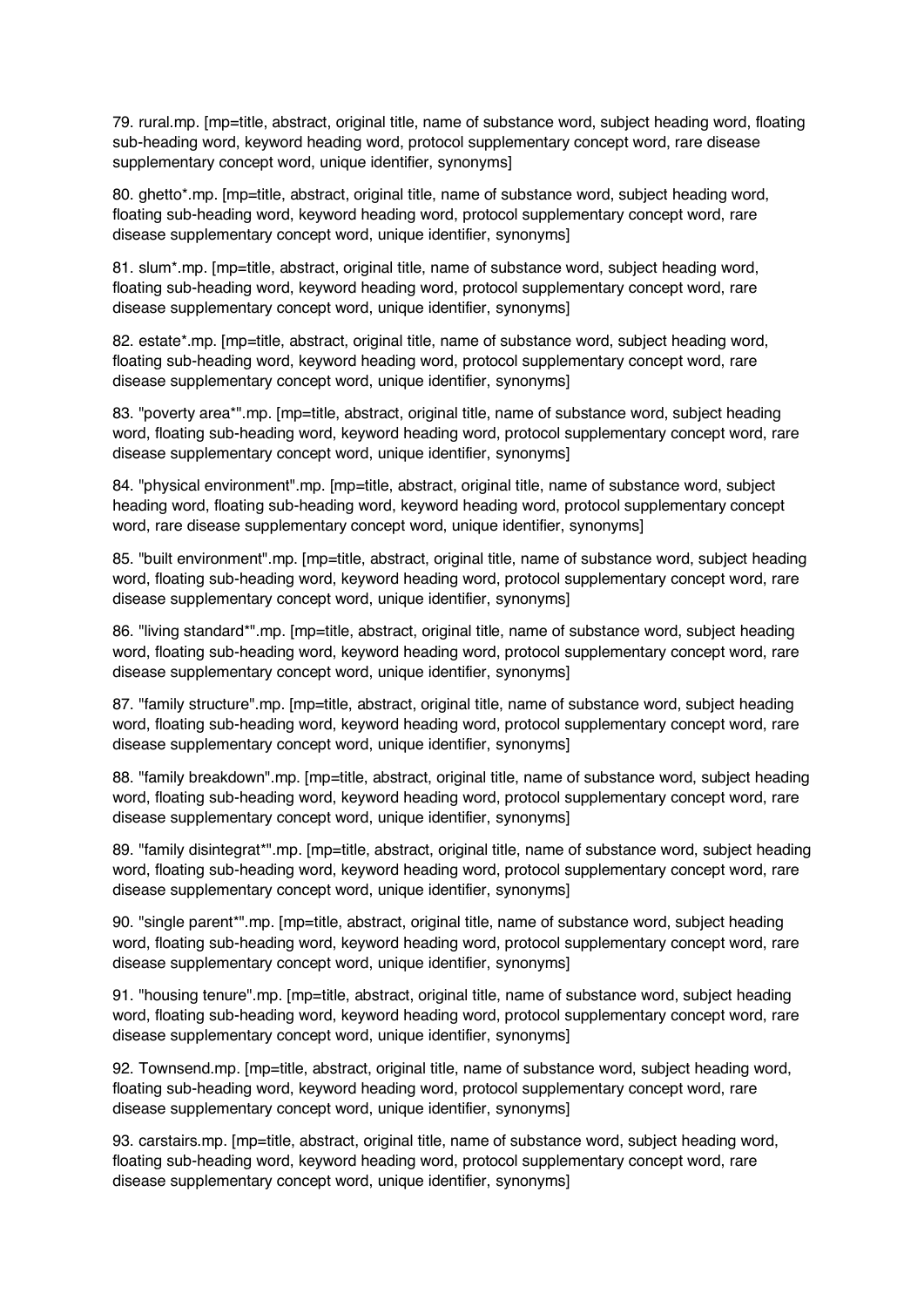79. rural.mp. [mp=title, abstract, original title, name of substance word, subject heading word, floating sub-heading word, keyword heading word, protocol supplementary concept word, rare disease supplementary concept word, unique identifier, synonyms]

80. ghetto*.mp. [mp=title, abstract, original title, name of substance word, subject heading word, floating sub-heading word, keyword heading word, protocol supplementary concept word, rare disease supplementary concept word, unique identifier, synonyms]

81. slum*.mp. [mp=title, abstract, original title, name of substance word, subject heading word, floating sub-heading word, keyword heading word, protocol supplementary concept word, rare disease supplementary concept word, unique identifier, synonyms]

82. estate*.mp. [mp=title, abstract, original title, name of substance word, subject heading word, floating sub-heading word, keyword heading word, protocol supplementary concept word, rare disease supplementary concept word, unique identifier, synonyms]

83. "poverty area*".mp. [mp=title, abstract, original title, name of substance word, subject heading word, floating sub-heading word, keyword heading word, protocol supplementary concept word, rare disease supplementary concept word, unique identifier, synonyms]

84. "physical environment".mp. [mp=title, abstract, original title, name of substance word, subject heading word, floating sub-heading word, keyword heading word, protocol supplementary concept word, rare disease supplementary concept word, unique identifier, synonyms]

85. "built environment".mp. [mp=title, abstract, original title, name of substance word, subject heading word, floating sub-heading word, keyword heading word, protocol supplementary concept word, rare disease supplementary concept word, unique identifier, synonyms]

86. "living standard*".mp. [mp=title, abstract, original title, name of substance word, subject heading word, floating sub-heading word, keyword heading word, protocol supplementary concept word, rare disease supplementary concept word, unique identifier, synonyms]

87. "family structure".mp. [mp=title, abstract, original title, name of substance word, subject heading word, floating sub-heading word, keyword heading word, protocol supplementary concept word, rare disease supplementary concept word, unique identifier, synonyms]

88. "family breakdown".mp. [mp=title, abstract, original title, name of substance word, subject heading word, floating sub-heading word, keyword heading word, protocol supplementary concept word, rare disease supplementary concept word, unique identifier, synonyms]

89. "family disintegrat*".mp. [mp=title, abstract, original title, name of substance word, subject heading word, floating sub-heading word, keyword heading word, protocol supplementary concept word, rare disease supplementary concept word, unique identifier, synonyms]

90. "single parent*".mp. [mp=title, abstract, original title, name of substance word, subject heading word, floating sub-heading word, keyword heading word, protocol supplementary concept word, rare disease supplementary concept word, unique identifier, synonyms]

91. "housing tenure".mp. [mp=title, abstract, original title, name of substance word, subject heading word, floating sub-heading word, keyword heading word, protocol supplementary concept word, rare disease supplementary concept word, unique identifier, synonyms]

92. Townsend.mp. [mp=title, abstract, original title, name of substance word, subject heading word, floating sub-heading word, keyword heading word, protocol supplementary concept word, rare disease supplementary concept word, unique identifier, synonyms]

93. carstairs.mp. [mp=title, abstract, original title, name of substance word, subject heading word, floating sub-heading word, keyword heading word, protocol supplementary concept word, rare disease supplementary concept word, unique identifier, synonyms]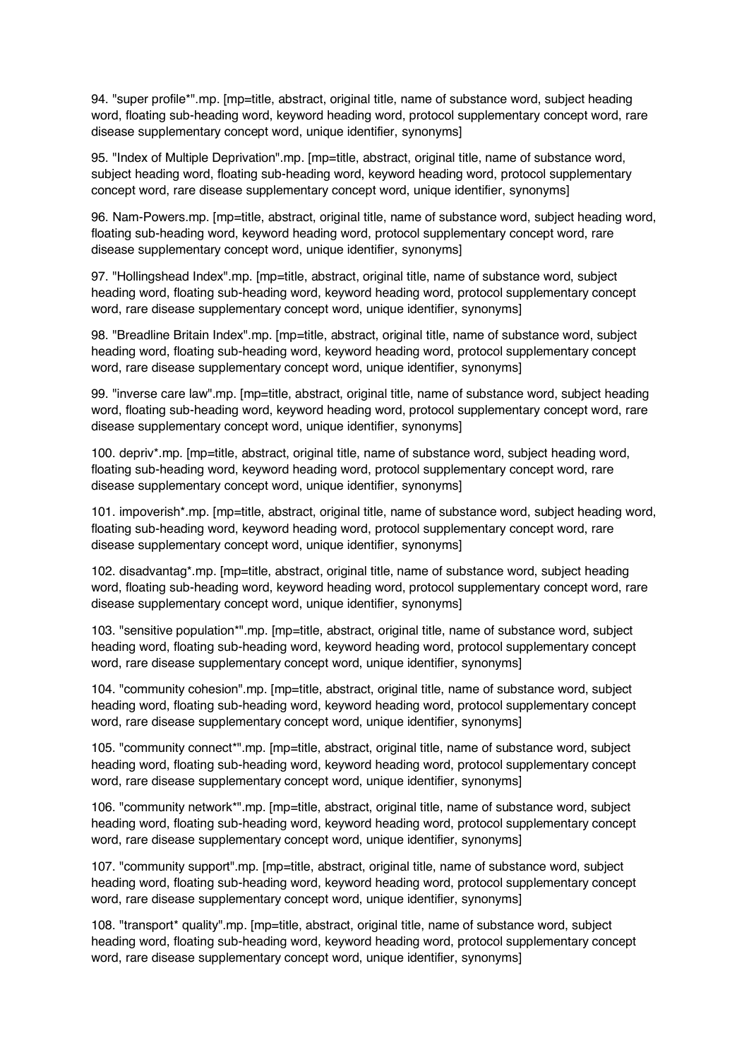94. "super profile*".mp. [mp=title, abstract, original title, name of substance word, subject heading word, floating sub-heading word, keyword heading word, protocol supplementary concept word, rare disease supplementary concept word, unique identifier, synonyms]

95. "Index of Multiple Deprivation".mp. [mp=title, abstract, original title, name of substance word, subject heading word, floating sub-heading word, keyword heading word, protocol supplementary concept word, rare disease supplementary concept word, unique identifier, synonyms]

96. Nam-Powers.mp. [mp=title, abstract, original title, name of substance word, subject heading word, floating sub-heading word, keyword heading word, protocol supplementary concept word, rare disease supplementary concept word, unique identifier, synonyms]

97. "Hollingshead Index".mp. [mp=title, abstract, original title, name of substance word, subject heading word, floating sub-heading word, keyword heading word, protocol supplementary concept word, rare disease supplementary concept word, unique identifier, synonyms]

98. "Breadline Britain Index".mp. [mp=title, abstract, original title, name of substance word, subject heading word, floating sub-heading word, keyword heading word, protocol supplementary concept word, rare disease supplementary concept word, unique identifier, synonyms]

99. "inverse care law".mp. [mp=title, abstract, original title, name of substance word, subject heading word, floating sub-heading word, keyword heading word, protocol supplementary concept word, rare disease supplementary concept word, unique identifier, synonyms]

100. depriv*.mp. [mp=title, abstract, original title, name of substance word, subject heading word, floating sub-heading word, keyword heading word, protocol supplementary concept word, rare disease supplementary concept word, unique identifier, synonyms]

101. impoverish*.mp. [mp=title, abstract, original title, name of substance word, subject heading word, floating sub-heading word, keyword heading word, protocol supplementary concept word, rare disease supplementary concept word, unique identifier, synonyms]

102. disadvantag*.mp. [mp=title, abstract, original title, name of substance word, subject heading word, floating sub-heading word, keyword heading word, protocol supplementary concept word, rare disease supplementary concept word, unique identifier, synonyms]

103. "sensitive population*".mp. [mp=title, abstract, original title, name of substance word, subject heading word, floating sub-heading word, keyword heading word, protocol supplementary concept word, rare disease supplementary concept word, unique identifier, synonyms]

104. "community cohesion".mp. [mp=title, abstract, original title, name of substance word, subject heading word, floating sub-heading word, keyword heading word, protocol supplementary concept word, rare disease supplementary concept word, unique identifier, synonyms]

105. "community connect*".mp. [mp=title, abstract, original title, name of substance word, subject heading word, floating sub-heading word, keyword heading word, protocol supplementary concept word, rare disease supplementary concept word, unique identifier, synonyms]

106. "community network*".mp. [mp=title, abstract, original title, name of substance word, subject heading word, floating sub-heading word, keyword heading word, protocol supplementary concept word, rare disease supplementary concept word, unique identifier, synonyms]

107. "community support".mp. [mp=title, abstract, original title, name of substance word, subject heading word, floating sub-heading word, keyword heading word, protocol supplementary concept word, rare disease supplementary concept word, unique identifier, synonyms]

108. "transport* quality".mp. [mp=title, abstract, original title, name of substance word, subject heading word, floating sub-heading word, keyword heading word, protocol supplementary concept word, rare disease supplementary concept word, unique identifier, synonyms]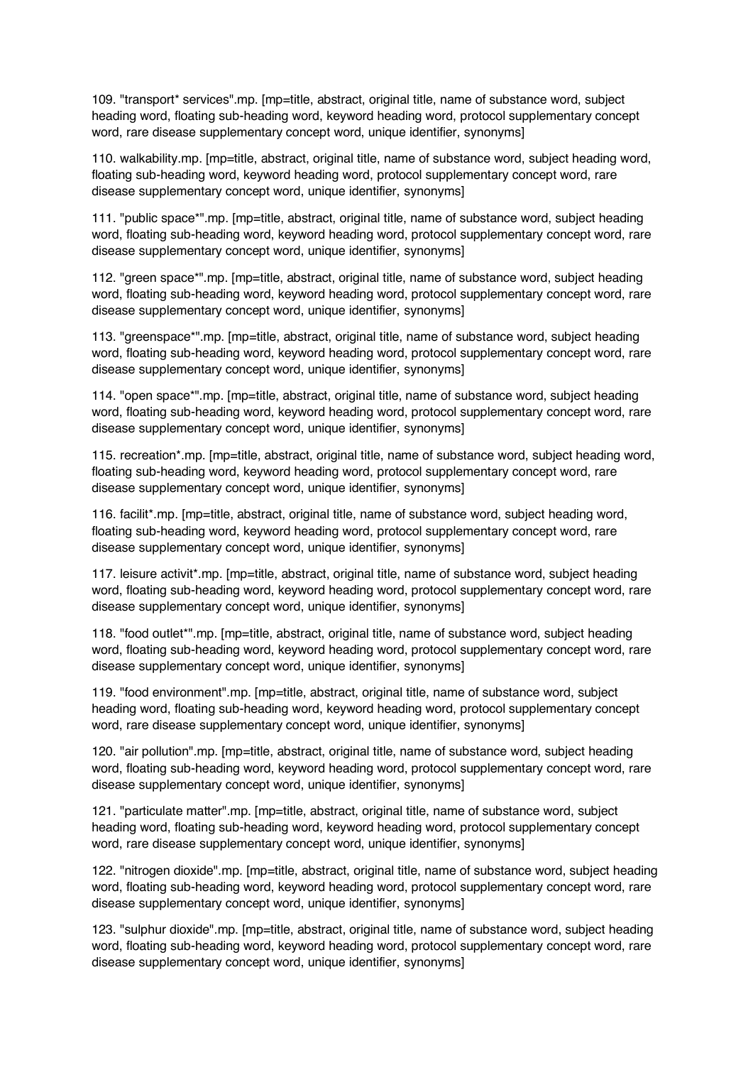109. "transport* services".mp. [mp=title, abstract, original title, name of substance word, subject heading word, floating sub-heading word, keyword heading word, protocol supplementary concept word, rare disease supplementary concept word, unique identifier, synonyms]

110. walkability.mp. [mp=title, abstract, original title, name of substance word, subject heading word, floating sub-heading word, keyword heading word, protocol supplementary concept word, rare disease supplementary concept word, unique identifier, synonyms]

111. "public space*".mp. [mp=title, abstract, original title, name of substance word, subject heading word, floating sub-heading word, keyword heading word, protocol supplementary concept word, rare disease supplementary concept word, unique identifier, synonyms]

112. "green space*".mp. [mp=title, abstract, original title, name of substance word, subject heading word, floating sub-heading word, keyword heading word, protocol supplementary concept word, rare disease supplementary concept word, unique identifier, synonyms]

113. "greenspace*".mp. [mp=title, abstract, original title, name of substance word, subject heading word, floating sub-heading word, keyword heading word, protocol supplementary concept word, rare disease supplementary concept word, unique identifier, synonyms]

114. "open space*".mp. [mp=title, abstract, original title, name of substance word, subject heading word, floating sub-heading word, keyword heading word, protocol supplementary concept word, rare disease supplementary concept word, unique identifier, synonyms]

115. recreation*.mp. [mp=title, abstract, original title, name of substance word, subject heading word, floating sub-heading word, keyword heading word, protocol supplementary concept word, rare disease supplementary concept word, unique identifier, synonyms]

116. facilit*.mp. [mp=title, abstract, original title, name of substance word, subject heading word, floating sub-heading word, keyword heading word, protocol supplementary concept word, rare disease supplementary concept word, unique identifier, synonyms]

117. leisure activit*.mp. [mp=title, abstract, original title, name of substance word, subject heading word, floating sub-heading word, keyword heading word, protocol supplementary concept word, rare disease supplementary concept word, unique identifier, synonyms]

118. "food outlet*".mp. [mp=title, abstract, original title, name of substance word, subject heading word, floating sub-heading word, keyword heading word, protocol supplementary concept word, rare disease supplementary concept word, unique identifier, synonyms]

119. "food environment".mp. [mp=title, abstract, original title, name of substance word, subject heading word, floating sub-heading word, keyword heading word, protocol supplementary concept word, rare disease supplementary concept word, unique identifier, synonyms]

120. "air pollution".mp. [mp=title, abstract, original title, name of substance word, subject heading word, floating sub-heading word, keyword heading word, protocol supplementary concept word, rare disease supplementary concept word, unique identifier, synonyms]

121. "particulate matter".mp. [mp=title, abstract, original title, name of substance word, subject heading word, floating sub-heading word, keyword heading word, protocol supplementary concept word, rare disease supplementary concept word, unique identifier, synonyms]

122. "nitrogen dioxide".mp. [mp=title, abstract, original title, name of substance word, subject heading word, floating sub-heading word, keyword heading word, protocol supplementary concept word, rare disease supplementary concept word, unique identifier, synonyms]

123. "sulphur dioxide".mp. [mp=title, abstract, original title, name of substance word, subject heading word, floating sub-heading word, keyword heading word, protocol supplementary concept word, rare disease supplementary concept word, unique identifier, synonyms]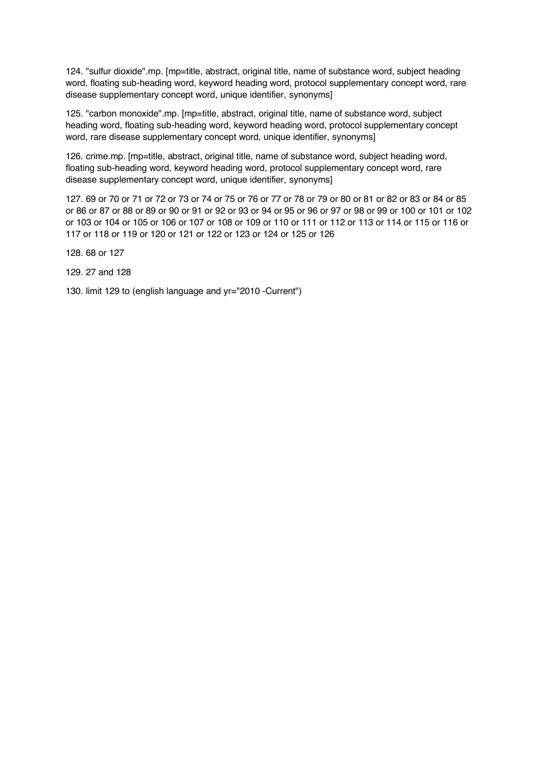124. "sulfur dioxide".mp. [mp=title, abstract, original title, name of substance word, subject heading word, floating sub-heading word, keyword heading word, protocol supplementary concept word, rare disease supplementary concept word, unique identifier, synonyms]

125. "carbon monoxide".mp. [mp=title, abstract, original title, name of substance word, subject heading word, floating sub-heading word, keyword heading word, protocol supplementary concept word, rare disease supplementary concept word, unique identifier, synonyms]

126. crime.mp. [mp=title, abstract, original title, name of substance word, subject heading word, floating sub-heading word, keyword heading word, protocol supplementary concept word, rare disease supplementary concept word, unique identifier, synonyms]

127. 69 or 70 or 71 or 72 or 73 or 74 or 75 or 76 or 77 or 78 or 79 or 80 or 81 or 82 or 83 or 84 or 85 or 86 or 87 or 88 or 89 or 90 or 91 or 92 or 93 or 94 or 95 or 96 or 97 or 98 or 99 or 100 or 101 or 102 or 103 or 104 or 105 or 106 or 107 or 108 or 109 or 110 or 111 or 112 or 113 or 114 or 115 or 116 or 117 or 118 or 119 or 120 or 121 or 122 or 123 or 124 or 125 or 126

128. 68 or 127

129. 27 and 128

130. limit 129 to (english language and yr="2010 -Current")